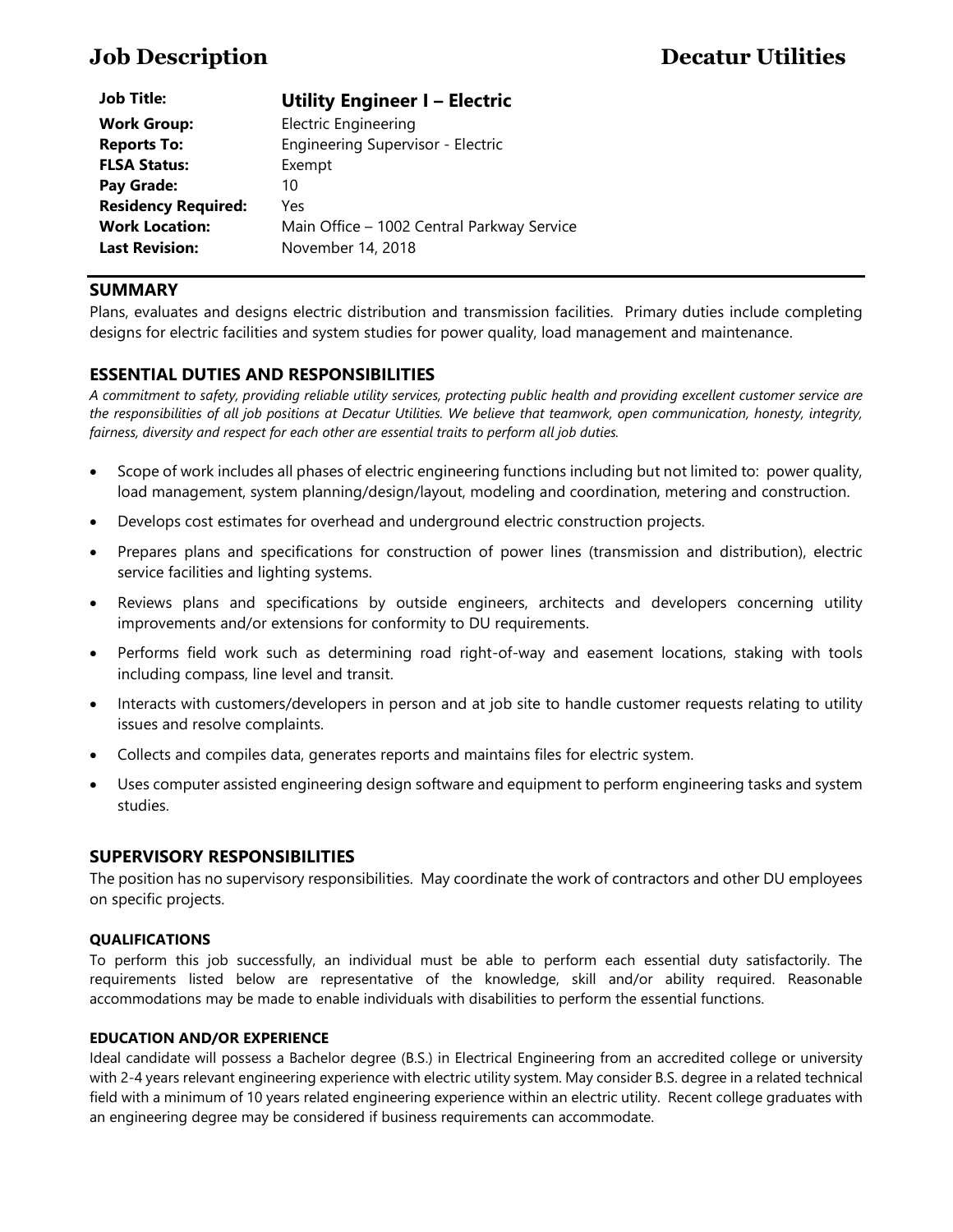# Job Description — Decatur Utilities

| | |
|---|---|
| **Job Title:** | **Utility Engineer I – Electric** |
| **Work Group:** | Electric Engineering |
| **Reports To:** | Engineering Supervisor - Electric |
| **FLSA Status:** | Exempt |
| **Pay Grade:** | 10 |
| **Residency Required:** | Yes |
| **Work Location:** | Main Office – 1002 Central Parkway Service |
| **Last Revision:** | November 14, 2018 |

## SUMMARY

Plans, evaluates and designs electric distribution and transmission facilities. Primary duties include completing designs for electric facilities and system studies for power quality, load management and maintenance.

## ESSENTIAL DUTIES AND RESPONSIBILITIES

*A commitment to safety, providing reliable utility services, protecting public health and providing excellent customer service are the responsibilities of all job positions at Decatur Utilities. We believe that teamwork, open communication, honesty, integrity, fairness, diversity and respect for each other are essential traits to perform all job duties.*

- Scope of work includes all phases of electric engineering functions including but not limited to: power quality, load management, system planning/design/layout, modeling and coordination, metering and construction.
- Develops cost estimates for overhead and underground electric construction projects.
- Prepares plans and specifications for construction of power lines (transmission and distribution), electric service facilities and lighting systems.
- Reviews plans and specifications by outside engineers, architects and developers concerning utility improvements and/or extensions for conformity to DU requirements.
- Performs field work such as determining road right-of-way and easement locations, staking with tools including compass, line level and transit.
- Interacts with customers/developers in person and at job site to handle customer requests relating to utility issues and resolve complaints.
- Collects and compiles data, generates reports and maintains files for electric system.
- Uses computer assisted engineering design software and equipment to perform engineering tasks and system studies.

## SUPERVISORY RESPONSIBILITIES

The position has no supervisory responsibilities. May coordinate the work of contractors and other DU employees on specific projects.

### QUALIFICATIONS

To perform this job successfully, an individual must be able to perform each essential duty satisfactorily. The requirements listed below are representative of the knowledge, skill and/or ability required. Reasonable accommodations may be made to enable individuals with disabilities to perform the essential functions.

### EDUCATION AND/OR EXPERIENCE

Ideal candidate will possess a Bachelor degree (B.S.) in Electrical Engineering from an accredited college or university with 2-4 years relevant engineering experience with electric utility system. May consider B.S. degree in a related technical field with a minimum of 10 years related engineering experience within an electric utility. Recent college graduates with an engineering degree may be considered if business requirements can accommodate.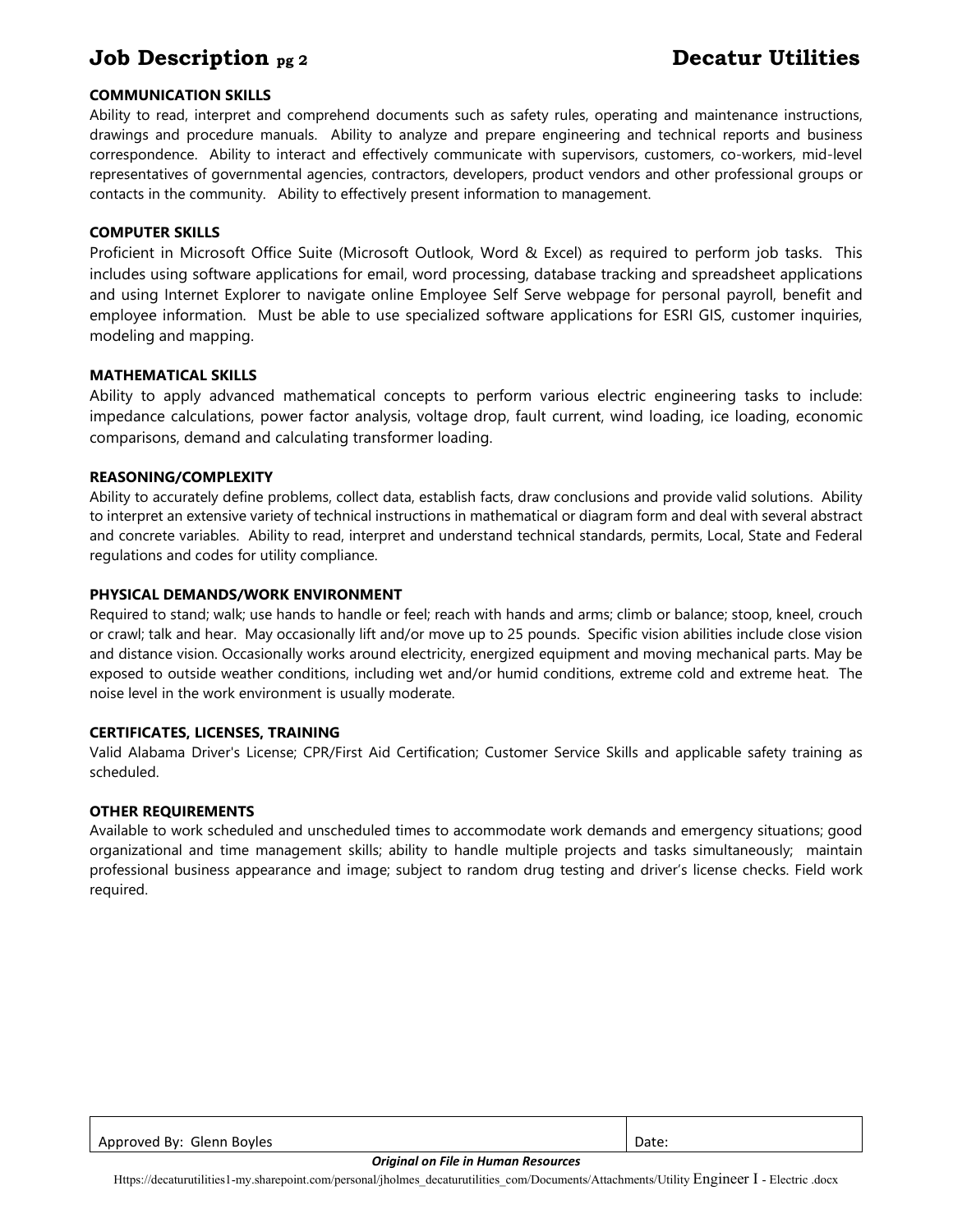### COMMUNICATION SKILLS

Ability to read, interpret and comprehend documents such as safety rules, operating and maintenance instructions, drawings and procedure manuals. Ability to analyze and prepare engineering and technical reports and business correspondence. Ability to interact and effectively communicate with supervisors, customers, co-workers, mid-level representatives of governmental agencies, contractors, developers, product vendors and other professional groups or contacts in the community. Ability to effectively present information to management.

### COMPUTER SKILLS

Proficient in Microsoft Office Suite (Microsoft Outlook, Word & Excel) as required to perform job tasks. This includes using software applications for email, word processing, database tracking and spreadsheet applications and using Internet Explorer to navigate online Employee Self Serve webpage for personal payroll, benefit and employee information. Must be able to use specialized software applications for ESRI GIS, customer inquiries, modeling and mapping.

### MATHEMATICAL SKILLS

Ability to apply advanced mathematical concepts to perform various electric engineering tasks to include: impedance calculations, power factor analysis, voltage drop, fault current, wind loading, ice loading, economic comparisons, demand and calculating transformer loading.

### REASONING/COMPLEXITY

Ability to accurately define problems, collect data, establish facts, draw conclusions and provide valid solutions. Ability to interpret an extensive variety of technical instructions in mathematical or diagram form and deal with several abstract and concrete variables. Ability to read, interpret and understand technical standards, permits, Local, State and Federal regulations and codes for utility compliance.

### PHYSICAL DEMANDS/WORK ENVIRONMENT

Required to stand; walk; use hands to handle or feel; reach with hands and arms; climb or balance; stoop, kneel, crouch or crawl; talk and hear. May occasionally lift and/or move up to 25 pounds. Specific vision abilities include close vision and distance vision. Occasionally works around electricity, energized equipment and moving mechanical parts. May be exposed to outside weather conditions, including wet and/or humid conditions, extreme cold and extreme heat. The noise level in the work environment is usually moderate.

### CERTIFICATES, LICENSES, TRAINING

Valid Alabama Driver's License; CPR/First Aid Certification; Customer Service Skills and applicable safety training as scheduled.

### OTHER REQUIREMENTS

Available to work scheduled and unscheduled times to accommodate work demands and emergency situations; good organizational and time management skills; ability to handle multiple projects and tasks simultaneously; maintain professional business appearance and image; subject to random drug testing and driver's license checks. Field work required.

| | |
|---|---|
| Approved By: Glenn Boyles | Date: |

***Original on File in Human Resources***

Https://decaturutilities1-my.sharepoint.com/personal/jholmes_decaturutilities_com/Documents/Attachments/Utility Engineer I - Electric .docx